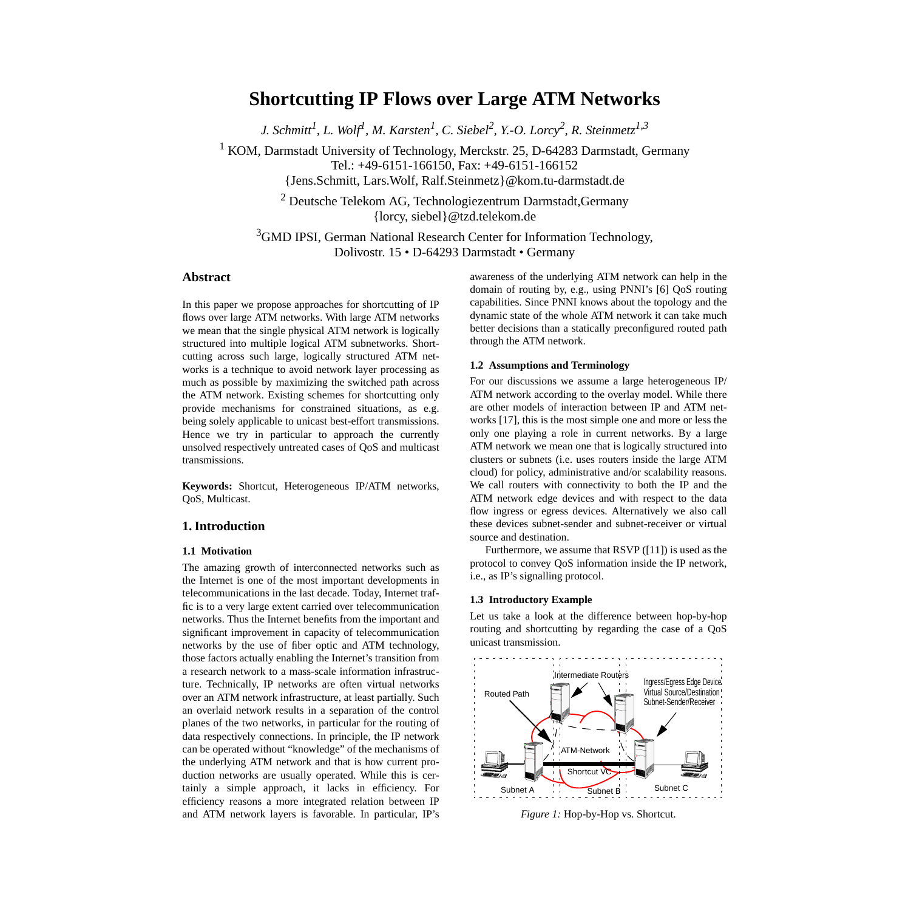# Shortcutting IP Flows over Large ATM Networks

*J. Schmitt[1], L. Wolf[1], M. Karsten[1], C. Siebel[2], Y.-O. Lorcy[2], R. Steinmetz[1,3]*

[1] KOM, Darmstadt University of Technology, Merckstr. 25, D-64283 Darmstadt, Germany
Tel.: +49-6151-166150, Fax: +49-6151-166152
{Jens.Schmitt, Lars.Wolf, Ralf.Steinmetz}@kom.tu-darmstadt.de

[2] Deutsche Telekom AG, Technologiezentrum Darmstadt,Germany
{lorcy, siebel}@tzd.telekom.de

[3]GMD IPSI, German National Research Center for Information Technology,
Dolivostr. 15 • D-64293 Darmstadt • Germany

## Abstract

In this paper we propose approaches for shortcutting of IP flows over large ATM networks. With large ATM networks we mean that the single physical ATM network is logically structured into multiple logical ATM subnetworks. Shortcutting across such large, logically structured ATM networks is a technique to avoid network layer processing as much as possible by maximizing the switched path across the ATM network. Existing schemes for shortcutting only provide mechanisms for constrained situations, as e.g. being solely applicable to unicast best-effort transmissions. Hence we try in particular to approach the currently unsolved respectively untreated cases of QoS and multicast transmissions.

**Keywords:** Shortcut, Heterogeneous IP/ATM networks, QoS, Multicast.

## 1. Introduction

### 1.1 Motivation

The amazing growth of interconnected networks such as the Internet is one of the most important developments in telecommunications in the last decade. Today, Internet traffic is to a very large extent carried over telecommunication networks. Thus the Internet benefits from the important and significant improvement in capacity of telecommunication networks by the use of fiber optic and ATM technology, those factors actually enabling the Internet's transition from a research network to a mass-scale information infrastructure. Technically, IP networks are often virtual networks over an ATM network infrastructure, at least partially. Such an overlaid network results in a separation of the control planes of the two networks, in particular for the routing of data respectively connections. In principle, the IP network can be operated without "knowledge" of the mechanisms of the underlying ATM network and that is how current production networks are usually operated. While this is certainly a simple approach, it lacks in efficiency. For efficiency reasons a more integrated relation between IP and ATM network layers is favorable. In particular, IP's awareness of the underlying ATM network can help in the domain of routing by, e.g., using PNNI's [6] QoS routing capabilities. Since PNNI knows about the topology and the dynamic state of the whole ATM network it can take much better decisions than a statically preconfigured routed path through the ATM network.

### 1.2 Assumptions and Terminology

For our discussions we assume a large heterogeneous IP/ATM network according to the overlay model. While there are other models of interaction between IP and ATM networks [17], this is the most simple one and more or less the only one playing a role in current networks. By a large ATM network we mean one that is logically structured into clusters or subnets (i.e. uses routers inside the large ATM cloud) for policy, administrative and/or scalability reasons. We call routers with connectivity to both the IP and the ATM network edge devices and with respect to the data flow ingress or egress devices. Alternatively we also call these devices subnet-sender and subnet-receiver or virtual source and destination.

Furthermore, we assume that RSVP ([11]) is used as the protocol to convey QoS information inside the IP network, i.e., as IP's signalling protocol.

### 1.3 Introductory Example

Let us take a look at the difference between hop-by-hop routing and shortcutting by regarding the case of a QoS unicast transmission.

*Figure 1:* Hop-by-Hop vs. Shortcut.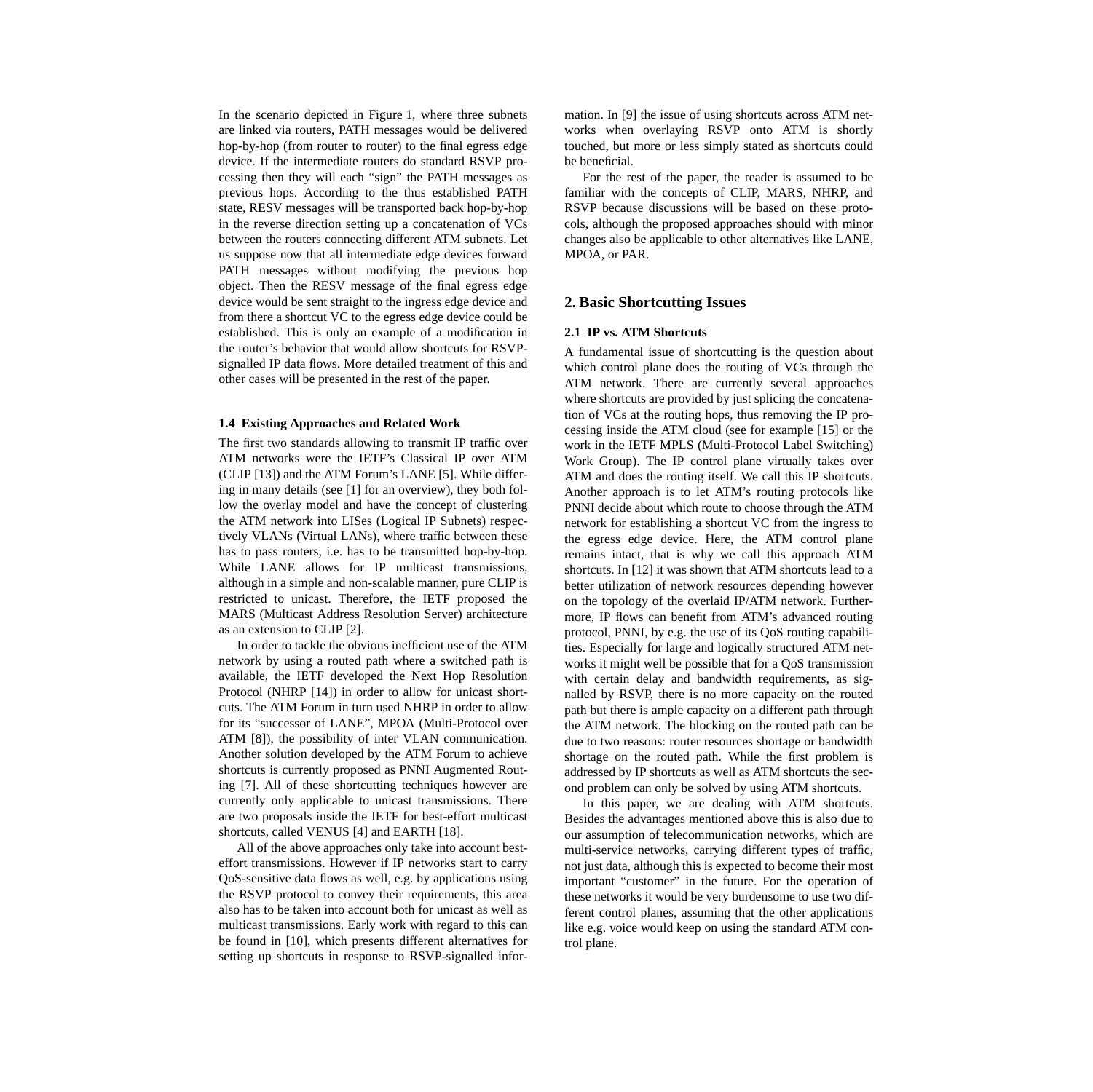In the scenario depicted in Figure 1, where three subnets are linked via routers, PATH messages would be delivered hop-by-hop (from router to router) to the final egress edge device. If the intermediate routers do standard RSVP processing then they will each "sign" the PATH messages as previous hops. According to the thus established PATH state, RESV messages will be transported back hop-by-hop in the reverse direction setting up a concatenation of VCs between the routers connecting different ATM subnets. Let us suppose now that all intermediate edge devices forward PATH messages without modifying the previous hop object. Then the RESV message of the final egress edge device would be sent straight to the ingress edge device and from there a shortcut VC to the egress edge device could be established. This is only an example of a modification in the router's behavior that would allow shortcuts for RSVP-signalled IP data flows. More detailed treatment of this and other cases will be presented in the rest of the paper.

### 1.4 Existing Approaches and Related Work

The first two standards allowing to transmit IP traffic over ATM networks were the IETF's Classical IP over ATM (CLIP [13]) and the ATM Forum's LANE [5]. While differing in many details (see [1] for an overview), they both follow the overlay model and have the concept of clustering the ATM network into LISes (Logical IP Subnets) respectively VLANs (Virtual LANs), where traffic between these has to pass routers, i.e. has to be transmitted hop-by-hop. While LANE allows for IP multicast transmissions, although in a simple and non-scalable manner, pure CLIP is restricted to unicast. Therefore, the IETF proposed the MARS (Multicast Address Resolution Server) architecture as an extension to CLIP [2].

In order to tackle the obvious inefficient use of the ATM network by using a routed path where a switched path is available, the IETF developed the Next Hop Resolution Protocol (NHRP [14]) in order to allow for unicast shortcuts. The ATM Forum in turn used NHRP in order to allow for its "successor of LANE", MPOA (Multi-Protocol over ATM [8]), the possibility of inter VLAN communication. Another solution developed by the ATM Forum to achieve shortcuts is currently proposed as PNNI Augmented Routing [7]. All of these shortcutting techniques however are currently only applicable to unicast transmissions. There are two proposals inside the IETF for best-effort multicast shortcuts, called VENUS [4] and EARTH [18].

All of the above approaches only take into account best-effort transmissions. However if IP networks start to carry QoS-sensitive data flows as well, e.g. by applications using the RSVP protocol to convey their requirements, this area also has to be taken into account both for unicast as well as multicast transmissions. Early work with regard to this can be found in [10], which presents different alternatives for setting up shortcuts in response to RSVP-signalled information. In [9] the issue of using shortcuts across ATM networks when overlaying RSVP onto ATM is shortly touched, but more or less simply stated as shortcuts could be beneficial.

For the rest of the paper, the reader is assumed to be familiar with the concepts of CLIP, MARS, NHRP, and RSVP because discussions will be based on these protocols, although the proposed approaches should with minor changes also be applicable to other alternatives like LANE, MPOA, or PAR.

## 2. Basic Shortcutting Issues

### 2.1 IP vs. ATM Shortcuts

A fundamental issue of shortcutting is the question about which control plane does the routing of VCs through the ATM network. There are currently several approaches where shortcuts are provided by just splicing the concatenation of VCs at the routing hops, thus removing the IP processing inside the ATM cloud (see for example [15] or the work in the IETF MPLS (Multi-Protocol Label Switching) Work Group). The IP control plane virtually takes over ATM and does the routing itself. We call this IP shortcuts. Another approach is to let ATM's routing protocols like PNNI decide about which route to choose through the ATM network for establishing a shortcut VC from the ingress to the egress edge device. Here, the ATM control plane remains intact, that is why we call this approach ATM shortcuts. In [12] it was shown that ATM shortcuts lead to a better utilization of network resources depending however on the topology of the overlaid IP/ATM network. Furthermore, IP flows can benefit from ATM's advanced routing protocol, PNNI, by e.g. the use of its QoS routing capabilities. Especially for large and logically structured ATM networks it might well be possible that for a QoS transmission with certain delay and bandwidth requirements, as signalled by RSVP, there is no more capacity on the routed path but there is ample capacity on a different path through the ATM network. The blocking on the routed path can be due to two reasons: router resources shortage or bandwidth shortage on the routed path. While the first problem is addressed by IP shortcuts as well as ATM shortcuts the second problem can only be solved by using ATM shortcuts.

In this paper, we are dealing with ATM shortcuts. Besides the advantages mentioned above this is also due to our assumption of telecommunication networks, which are multi-service networks, carrying different types of traffic, not just data, although this is expected to become their most important "customer" in the future. For the operation of these networks it would be very burdensome to use two different control planes, assuming that the other applications like e.g. voice would keep on using the standard ATM control plane.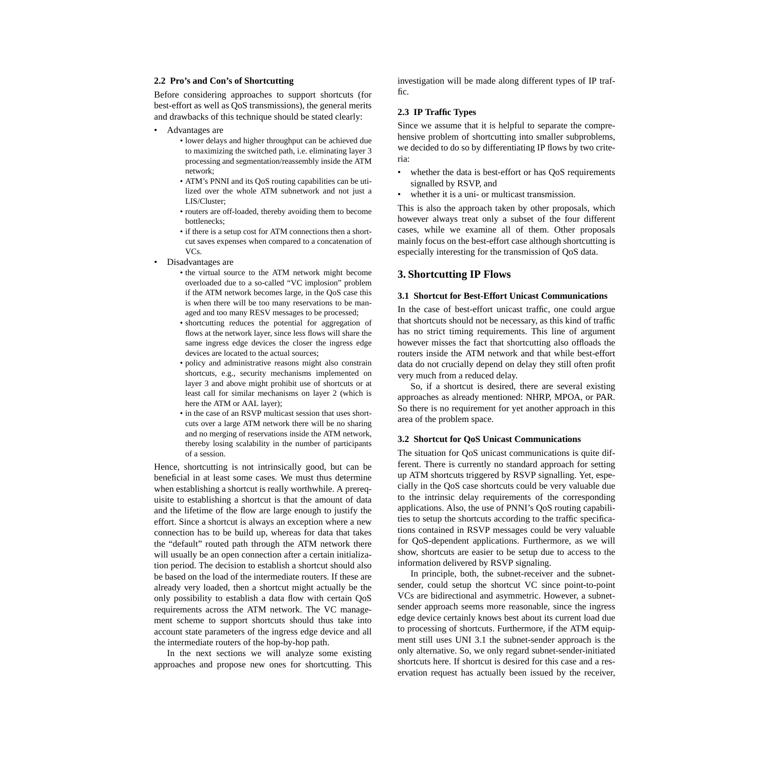### 2.2 Pro's and Con's of Shortcutting

Before considering approaches to support shortcuts (for best-effort as well as QoS transmissions), the general merits and drawbacks of this technique should be stated clearly:

- Advantages are
  - lower delays and higher throughput can be achieved due to maximizing the switched path, i.e. eliminating layer 3 processing and segmentation/reassembly inside the ATM network;
  - ATM's PNNI and its QoS routing capabilities can be utilized over the whole ATM subnetwork and not just a LIS/Cluster;
  - routers are off-loaded, thereby avoiding them to become bottlenecks;
  - if there is a setup cost for ATM connections then a shortcut saves expenses when compared to a concatenation of VCs.
- Disadvantages are
  - the virtual source to the ATM network might become overloaded due to a so-called "VC implosion" problem if the ATM network becomes large, in the QoS case this is when there will be too many reservations to be managed and too many RESV messages to be processed;
  - shortcutting reduces the potential for aggregation of flows at the network layer, since less flows will share the same ingress edge devices the closer the ingress edge devices are located to the actual sources;
  - policy and administrative reasons might also constrain shortcuts, e.g., security mechanisms implemented on layer 3 and above might prohibit use of shortcuts or at least call for similar mechanisms on layer 2 (which is here the ATM or AAL layer);
  - in the case of an RSVP multicast session that uses shortcuts over a large ATM network there will be no sharing and no merging of reservations inside the ATM network, thereby losing scalability in the number of participants of a session.

Hence, shortcutting is not intrinsically good, but can be beneficial in at least some cases. We must thus determine when establishing a shortcut is really worthwhile. A prerequisite to establishing a shortcut is that the amount of data and the lifetime of the flow are large enough to justify the effort. Since a shortcut is always an exception where a new connection has to be build up, whereas for data that takes the "default" routed path through the ATM network there will usually be an open connection after a certain initialization period. The decision to establish a shortcut should also be based on the load of the intermediate routers. If these are already very loaded, then a shortcut might actually be the only possibility to establish a data flow with certain QoS requirements across the ATM network. The VC management scheme to support shortcuts should thus take into account state parameters of the ingress edge device and all the intermediate routers of the hop-by-hop path.

In the next sections we will analyze some existing approaches and propose new ones for shortcutting. This investigation will be made along different types of IP traffic.

### 2.3 IP Traffic Types

Since we assume that it is helpful to separate the comprehensive problem of shortcutting into smaller subproblems, we decided to do so by differentiating IP flows by two criteria:

- whether the data is best-effort or has QoS requirements signalled by RSVP, and
- whether it is a uni- or multicast transmission.

This is also the approach taken by other proposals, which however always treat only a subset of the four different cases, while we examine all of them. Other proposals mainly focus on the best-effort case although shortcutting is especially interesting for the transmission of QoS data.

## 3. Shortcutting IP Flows

### 3.1 Shortcut for Best-Effort Unicast Communications

In the case of best-effort unicast traffic, one could argue that shortcuts should not be necessary, as this kind of traffic has no strict timing requirements. This line of argument however misses the fact that shortcutting also offloads the routers inside the ATM network and that while best-effort data do not crucially depend on delay they still often profit very much from a reduced delay.

So, if a shortcut is desired, there are several existing approaches as already mentioned: NHRP, MPOA, or PAR. So there is no requirement for yet another approach in this area of the problem space.

### 3.2 Shortcut for QoS Unicast Communications

The situation for QoS unicast communications is quite different. There is currently no standard approach for setting up ATM shortcuts triggered by RSVP signalling. Yet, especially in the QoS case shortcuts could be very valuable due to the intrinsic delay requirements of the corresponding applications. Also, the use of PNNI's QoS routing capabilities to setup the shortcuts according to the traffic specifications contained in RSVP messages could be very valuable for QoS-dependent applications. Furthermore, as we will show, shortcuts are easier to be setup due to access to the information delivered by RSVP signaling.

In principle, both, the subnet-receiver and the subnet-sender, could setup the shortcut VC since point-to-point VCs are bidirectional and asymmetric. However, a subnet-sender approach seems more reasonable, since the ingress edge device certainly knows best about its current load due to processing of shortcuts. Furthermore, if the ATM equipment still uses UNI 3.1 the subnet-sender approach is the only alternative. So, we only regard subnet-sender-initiated shortcuts here. If shortcut is desired for this case and a reservation request has actually been issued by the receiver,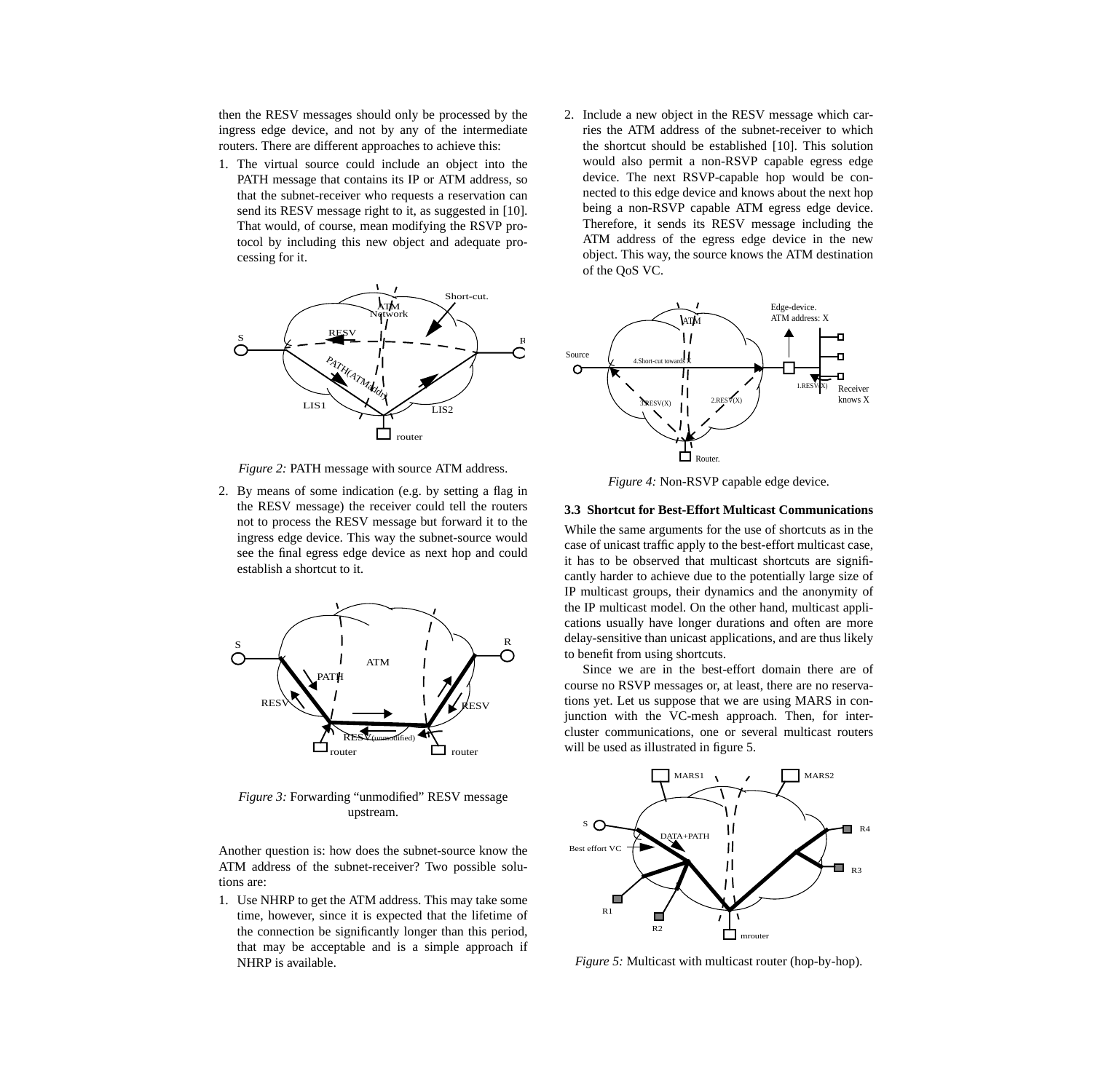then the RESV messages should only be processed by the ingress edge device, and not by any of the intermediate routers. There are different approaches to achieve this:

1. The virtual source could include an object into the PATH message that contains its IP or ATM address, so that the subnet-receiver who requests a reservation can send its RESV message right to it, as suggested in [10]. That would, of course, mean modifying the RSVP protocol by including this new object and adequate processing for it.

*Figure 2:* PATH message with source ATM address.

2. By means of some indication (e.g. by setting a flag in the RESV message) the receiver could tell the routers not to process the RESV message but forward it to the ingress edge device. This way the subnet-source would see the final egress edge device as next hop and could establish a shortcut to it.

*Figure 3:* Forwarding "unmodified" RESV message upstream.

Another question is: how does the subnet-source know the ATM address of the subnet-receiver? Two possible solutions are:

1. Use NHRP to get the ATM address. This may take some time, however, since it is expected that the lifetime of the connection be significantly longer than this period, that may be acceptable and is a simple approach if NHRP is available.
2. Include a new object in the RESV message which carries the ATM address of the subnet-receiver to which the shortcut should be established [10]. This solution would also permit a non-RSVP capable egress edge device. The next RSVP-capable hop would be connected to this edge device and knows about the next hop being a non-RSVP capable ATM egress edge device. Therefore, it sends its RESV message including the ATM address of the egress edge device in the new object. This way, the source knows the ATM destination of the QoS VC.

*Figure 4:* Non-RSVP capable edge device.

### 3.3 Shortcut for Best-Effort Multicast Communications

While the same arguments for the use of shortcuts as in the case of unicast traffic apply to the best-effort multicast case, it has to be observed that multicast shortcuts are significantly harder to achieve due to the potentially large size of IP multicast groups, their dynamics and the anonymity of the IP multicast model. On the other hand, multicast applications usually have longer durations and often are more delay-sensitive than unicast applications, and are thus likely to benefit from using shortcuts.

Since we are in the best-effort domain there are of course no RSVP messages or, at least, there are no reservations yet. Let us suppose that we are using MARS in conjunction with the VC-mesh approach. Then, for intercluster communications, one or several multicast routers will be used as illustrated in figure 5.

*Figure 5:* Multicast with multicast router (hop-by-hop).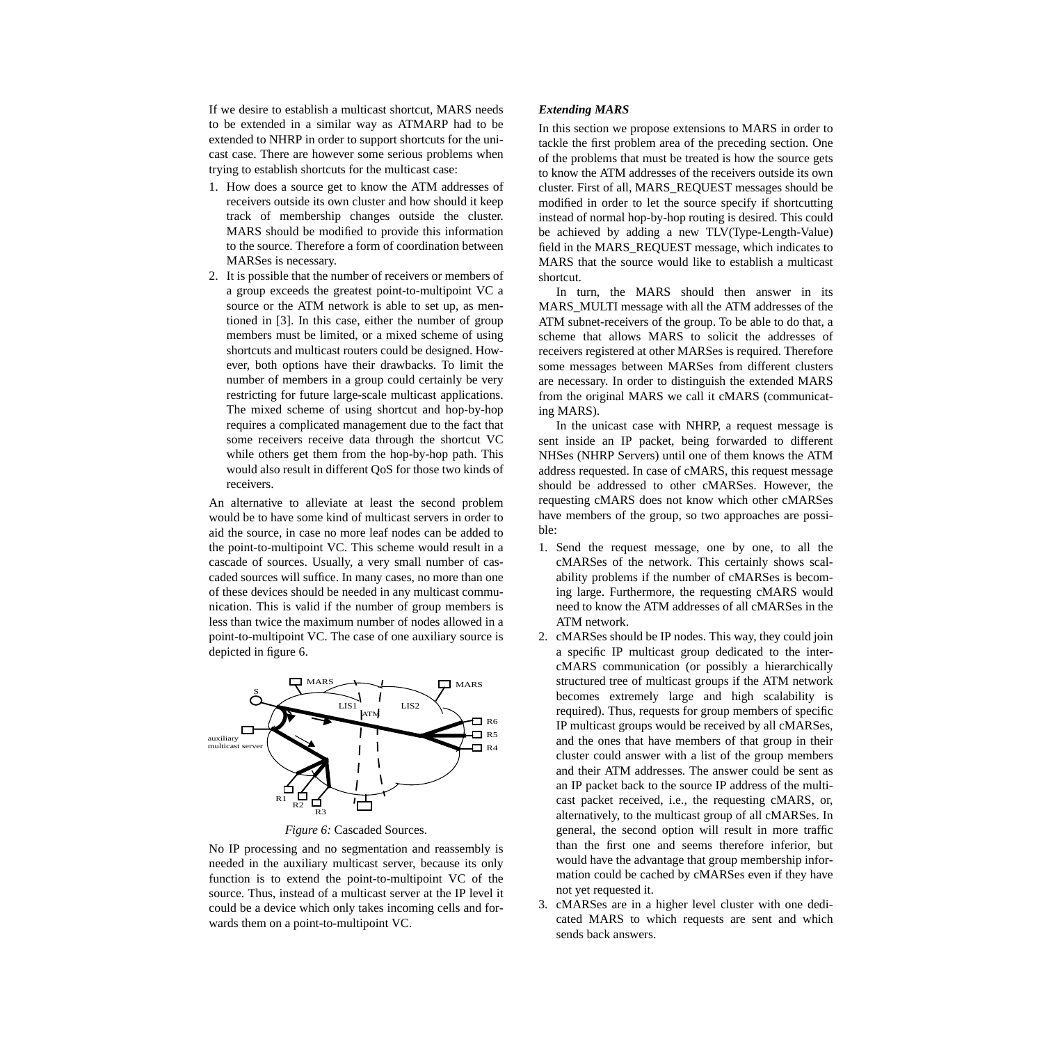If we desire to establish a multicast shortcut, MARS needs to be extended in a similar way as ATMARP had to be extended to NHRP in order to support shortcuts for the unicast case. There are however some serious problems when trying to establish shortcuts for the multicast case:

1. How does a source get to know the ATM addresses of receivers outside its own cluster and how should it keep track of membership changes outside the cluster. MARS should be modified to provide this information to the source. Therefore a form of coordination between MARSes is necessary.
2. It is possible that the number of receivers or members of a group exceeds the greatest point-to-multipoint VC a source or the ATM network is able to set up, as mentioned in [3]. In this case, either the number of group members must be limited, or a mixed scheme of using shortcuts and multicast routers could be designed. However, both options have their drawbacks. To limit the number of members in a group could certainly be very restricting for future large-scale multicast applications. The mixed scheme of using shortcut and hop-by-hop requires a complicated management due to the fact that some receivers receive data through the shortcut VC while others get them from the hop-by-hop path. This would also result in different QoS for those two kinds of receivers.

An alternative to alleviate at least the second problem would be to have some kind of multicast servers in order to aid the source, in case no more leaf nodes can be added to the point-to-multipoint VC. This scheme would result in a cascade of sources. Usually, a very small number of cascaded sources will suffice. In many cases, no more than one of these devices should be needed in any multicast communication. This is valid if the number of group members is less than twice the maximum number of nodes allowed in a point-to-multipoint VC. The case of one auxiliary source is depicted in figure 6.

*Figure 6:* Cascaded Sources.

No IP processing and no segmentation and reassembly is needed in the auxiliary multicast server, because its only function is to extend the point-to-multipoint VC of the source. Thus, instead of a multicast server at the IP level it could be a device which only takes incoming cells and forwards them on a point-to-multipoint VC.

### *Extending MARS*

In this section we propose extensions to MARS in order to tackle the first problem area of the preceding section. One of the problems that must be treated is how the source gets to know the ATM addresses of the receivers outside its own cluster. First of all, MARS_REQUEST messages should be modified in order to let the source specify if shortcutting instead of normal hop-by-hop routing is desired. This could be achieved by adding a new TLV(Type-Length-Value) field in the MARS_REQUEST message, which indicates to MARS that the source would like to establish a multicast shortcut.

In turn, the MARS should then answer in its MARS_MULTI message with all the ATM addresses of the ATM subnet-receivers of the group. To be able to do that, a scheme that allows MARS to solicit the addresses of receivers registered at other MARSes is required. Therefore some messages between MARSes from different clusters are necessary. In order to distinguish the extended MARS from the original MARS we call it cMARS (communicating MARS).

In the unicast case with NHRP, a request message is sent inside an IP packet, being forwarded to different NHSes (NHRP Servers) until one of them knows the ATM address requested. In case of cMARS, this request message should be addressed to other cMARSes. However, the requesting cMARS does not know which other cMARSes have members of the group, so two approaches are possible:

1. Send the request message, one by one, to all the cMARSes of the network. This certainly shows scalability problems if the number of cMARSes is becoming large. Furthermore, the requesting cMARS would need to know the ATM addresses of all cMARSes in the ATM network.
2. cMARSes should be IP nodes. This way, they could join a specific IP multicast group dedicated to the inter-cMARS communication (or possibly a hierarchically structured tree of multicast groups if the ATM network becomes extremely large and high scalability is required). Thus, requests for group members of specific IP multicast groups would be received by all cMARSes, and the ones that have members of that group in their cluster could answer with a list of the group members and their ATM addresses. The answer could be sent as an IP packet back to the source IP address of the multicast packet received, i.e., the requesting cMARS, or, alternatively, to the multicast group of all cMARSes. In general, the second option will result in more traffic than the first one and seems therefore inferior, but would have the advantage that group membership information could be cached by cMARSes even if they have not yet requested it.
3. cMARSes are in a higher level cluster with one dedicated MARS to which requests are sent and which sends back answers.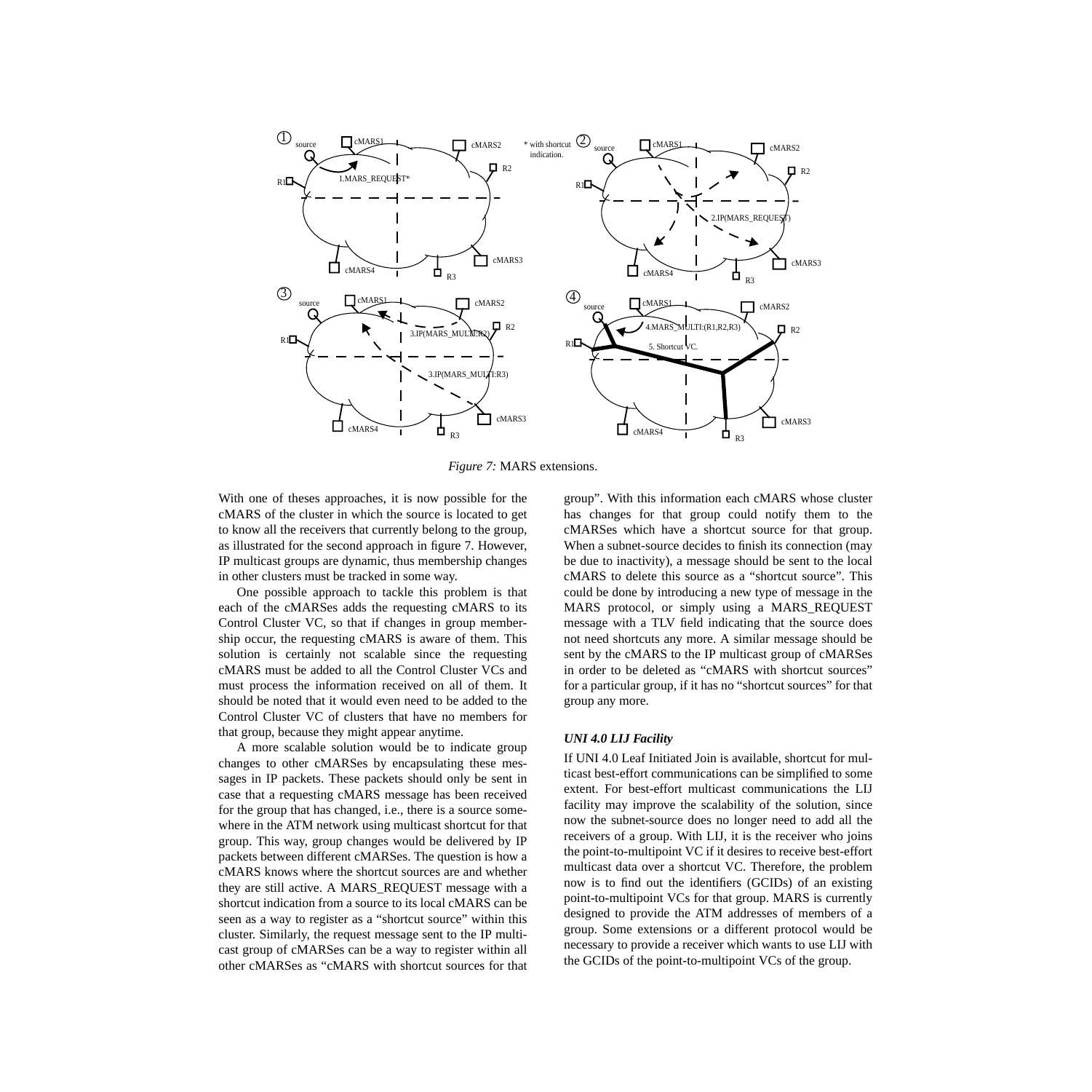①
source
cMARS1
cMARS2
R2
R1
1.MARS_REQUEST*
cMARS4
cMARS3
R3

* with shortcut indication.

②
source
cMARS1
cMARS2
R2
R1
2.IP(MARS_REQUEST)
cMARS4
cMARS3
R3

③
source
cMARS1
cMARS2
R2
R1
3.IP(MARS_MULTI:R2)
3.IP(MARS_MULTI:R3)
cMARS4
cMARS3
R3

④
source
cMARS1
cMARS2
R2
R1
4.MARS_MULTI:(R1,R2,R3)
5. Shortcut VC.
cMARS4
cMARS3
R3

*Figure 7:* MARS extensions.

With one of theses approaches, it is now possible for the cMARS of the cluster in which the source is located to get to know all the receivers that currently belong to the group, as illustrated for the second approach in figure 7. However, IP multicast groups are dynamic, thus membership changes in other clusters must be tracked in some way.

One possible approach to tackle this problem is that each of the cMARSes adds the requesting cMARS to its Control Cluster VC, so that if changes in group membership occur, the requesting cMARS is aware of them. This solution is certainly not scalable since the requesting cMARS must be added to all the Control Cluster VCs and must process the information received on all of them. It should be noted that it would even need to be added to the Control Cluster VC of clusters that have no members for that group, because they might appear anytime.

A more scalable solution would be to indicate group changes to other cMARSes by encapsulating these messages in IP packets. These packets should only be sent in case that a requesting cMARS message has been received for the group that has changed, i.e., there is a source somewhere in the ATM network using multicast shortcut for that group. This way, group changes would be delivered by IP packets between different cMARSes. The question is how a cMARS knows where the shortcut sources are and whether they are still active. A MARS_REQUEST message with a shortcut indication from a source to its local cMARS can be seen as a way to register as a "shortcut source" within this cluster. Similarly, the request message sent to the IP multicast group of cMARSes can be a way to register within all other cMARSes as "cMARS with shortcut sources for that group". With this information each cMARS whose cluster has changes for that group could notify them to the cMARSes which have a shortcut source for that group. When a subnet-source decides to finish its connection (may be due to inactivity), a message should be sent to the local cMARS to delete this source as a "shortcut source". This could be done by introducing a new type of message in the MARS protocol, or simply using a MARS_REQUEST message with a TLV field indicating that the source does not need shortcuts any more. A similar message should be sent by the cMARS to the IP multicast group of cMARSes in order to be deleted as "cMARS with shortcut sources" for a particular group, if it has no "shortcut sources" for that group any more.

### *UNI 4.0 LIJ Facility*

If UNI 4.0 Leaf Initiated Join is available, shortcut for multicast best-effort communications can be simplified to some extent. For best-effort multicast communications the LIJ facility may improve the scalability of the solution, since now the subnet-source does no longer need to add all the receivers of a group. With LIJ, it is the receiver who joins the point-to-multipoint VC if it desires to receive best-effort multicast data over a shortcut VC. Therefore, the problem now is to find out the identifiers (GCIDs) of an existing point-to-multipoint VCs for that group. MARS is currently designed to provide the ATM addresses of members of a group. Some extensions or a different protocol would be necessary to provide a receiver which wants to use LIJ with the GCIDs of the point-to-multipoint VCs of the group.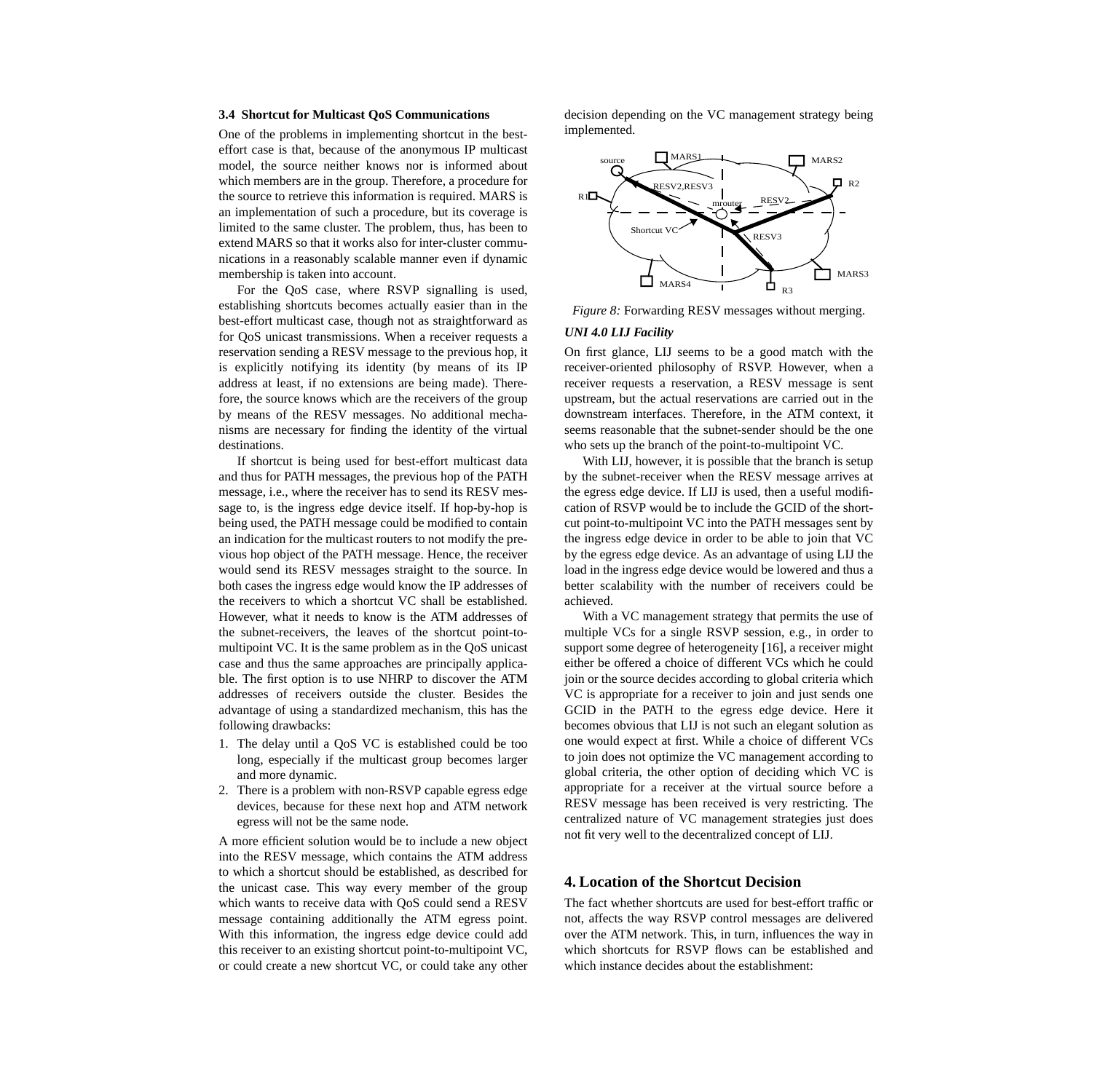### 3.4 Shortcut for Multicast QoS Communications

One of the problems in implementing shortcut in the best-effort case is that, because of the anonymous IP multicast model, the source neither knows nor is informed about which members are in the group. Therefore, a procedure for the source to retrieve this information is required. MARS is an implementation of such a procedure, but its coverage is limited to the same cluster. The problem, thus, has been to extend MARS so that it works also for inter-cluster communications in a reasonably scalable manner even if dynamic membership is taken into account.

For the QoS case, where RSVP signalling is used, establishing shortcuts becomes actually easier than in the best-effort multicast case, though not as straightforward as for QoS unicast transmissions. When a receiver requests a reservation sending a RESV message to the previous hop, it is explicitly notifying its identity (by means of its IP address at least, if no extensions are being made). Therefore, the source knows which are the receivers of the group by means of the RESV messages. No additional mechanisms are necessary for finding the identity of the virtual destinations.

If shortcut is being used for best-effort multicast data and thus for PATH messages, the previous hop of the PATH message, i.e., where the receiver has to send its RESV message to, is the ingress edge device itself. If hop-by-hop is being used, the PATH message could be modified to contain an indication for the multicast routers to not modify the previous hop object of the PATH message. Hence, the receiver would send its RESV messages straight to the source. In both cases the ingress edge would know the IP addresses of the receivers to which a shortcut VC shall be established. However, what it needs to know is the ATM addresses of the subnet-receivers, the leaves of the shortcut point-to-multipoint VC. It is the same problem as in the QoS unicast case and thus the same approaches are principally applicable. The first option is to use NHRP to discover the ATM addresses of receivers outside the cluster. Besides the advantage of using a standardized mechanism, this has the following drawbacks:

1. The delay until a QoS VC is established could be too long, especially if the multicast group becomes larger and more dynamic.
2. There is a problem with non-RSVP capable egress edge devices, because for these next hop and ATM network egress will not be the same node.

A more efficient solution would be to include a new object into the RESV message, which contains the ATM address to which a shortcut should be established, as described for the unicast case. This way every member of the group which wants to receive data with QoS could send a RESV message containing additionally the ATM egress point. With this information, the ingress edge device could add this receiver to an existing shortcut point-to-multipoint VC, or could create a new shortcut VC, or could take any other decision depending on the VC management strategy being implemented.

source
MARS1
MARS2
R2
R1
RESV2,RESV3
mrouter
RESV2
Shortcut VC
RESV3
MARS4
MARS3
R3

*Figure 8:* Forwarding RESV messages without merging.

#### *UNI 4.0 LIJ Facility*

On first glance, LIJ seems to be a good match with the receiver-oriented philosophy of RSVP. However, when a receiver requests a reservation, a RESV message is sent upstream, but the actual reservations are carried out in the downstream interfaces. Therefore, in the ATM context, it seems reasonable that the subnet-sender should be the one who sets up the branch of the point-to-multipoint VC.

With LIJ, however, it is possible that the branch is setup by the subnet-receiver when the RESV message arrives at the egress edge device. If LIJ is used, then a useful modification of RSVP would be to include the GCID of the shortcut point-to-multipoint VC into the PATH messages sent by the ingress edge device in order to be able to join that VC by the egress edge device. As an advantage of using LIJ the load in the ingress edge device would be lowered and thus a better scalability with the number of receivers could be achieved.

With a VC management strategy that permits the use of multiple VCs for a single RSVP session, e.g., in order to support some degree of heterogeneity [16], a receiver might either be offered a choice of different VCs which he could join or the source decides according to global criteria which VC is appropriate for a receiver to join and just sends one GCID in the PATH to the egress edge device. Here it becomes obvious that LIJ is not such an elegant solution as one would expect at first. While a choice of different VCs to join does not optimize the VC management according to global criteria, the other option of deciding which VC is appropriate for a receiver at the virtual source before a RESV message has been received is very restricting. The centralized nature of VC management strategies just does not fit very well to the decentralized concept of LIJ.

## 4. Location of the Shortcut Decision

The fact whether shortcuts are used for best-effort traffic or not, affects the way RSVP control messages are delivered over the ATM network. This, in turn, influences the way in which shortcuts for RSVP flows can be established and which instance decides about the establishment: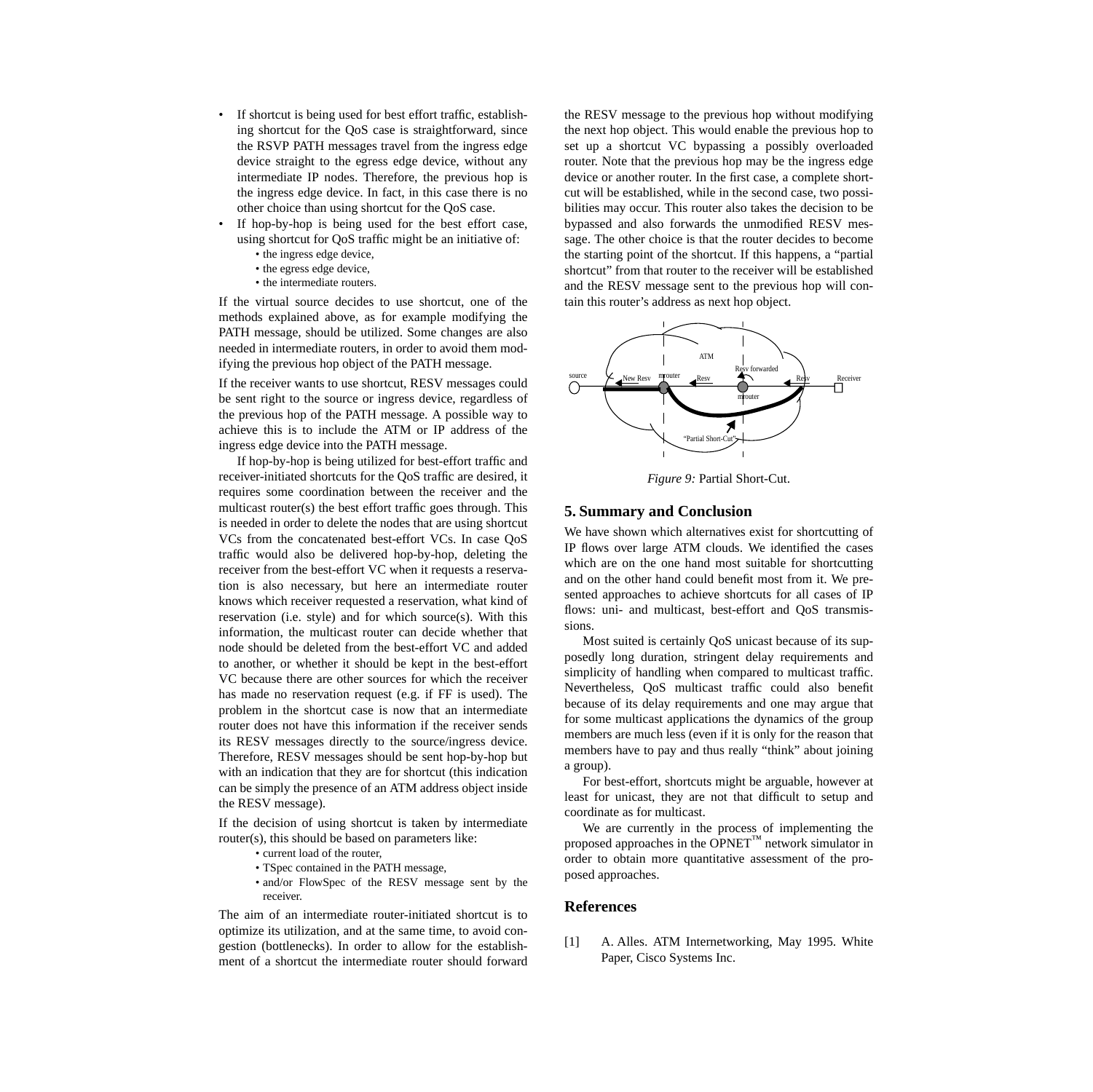- If shortcut is being used for best effort traffic, establishing shortcut for the QoS case is straightforward, since the RSVP PATH messages travel from the ingress edge device straight to the egress edge device, without any intermediate IP nodes. Therefore, the previous hop is the ingress edge device. In fact, in this case there is no other choice than using shortcut for the QoS case.
- If hop-by-hop is being used for the best effort case, using shortcut for QoS traffic might be an initiative of:
  - the ingress edge device,
  - the egress edge device,
  - the intermediate routers.

If the virtual source decides to use shortcut, one of the methods explained above, as for example modifying the PATH message, should be utilized. Some changes are also needed in intermediate routers, in order to avoid them modifying the previous hop object of the PATH message.

If the receiver wants to use shortcut, RESV messages could be sent right to the source or ingress device, regardless of the previous hop of the PATH message. A possible way to achieve this is to include the ATM or IP address of the ingress edge device into the PATH message.

If hop-by-hop is being utilized for best-effort traffic and receiver-initiated shortcuts for the QoS traffic are desired, it requires some coordination between the receiver and the multicast router(s) the best effort traffic goes through. This is needed in order to delete the nodes that are using shortcut VCs from the concatenated best-effort VCs. In case QoS traffic would also be delivered hop-by-hop, deleting the receiver from the best-effort VC when it requests a reservation is also necessary, but here an intermediate router knows which receiver requested a reservation, what kind of reservation (i.e. style) and for which source(s). With this information, the multicast router can decide whether that node should be deleted from the best-effort VC and added to another, or whether it should be kept in the best-effort VC because there are other sources for which the receiver has made no reservation request (e.g. if FF is used). The problem in the shortcut case is now that an intermediate router does not have this information if the receiver sends its RESV messages directly to the source/ingress device. Therefore, RESV messages should be sent hop-by-hop but with an indication that they are for shortcut (this indication can be simply the presence of an ATM address object inside the RESV message).

If the decision of using shortcut is taken by intermediate router(s), this should be based on parameters like:

- current load of the router,
- TSpec contained in the PATH message,
- and/or FlowSpec of the RESV message sent by the receiver.

The aim of an intermediate router-initiated shortcut is to optimize its utilization, and at the same time, to avoid congestion (bottlenecks). In order to allow for the establishment of a shortcut the intermediate router should forward the RESV message to the previous hop without modifying the next hop object. This would enable the previous hop to set up a shortcut VC bypassing a possibly overloaded router. Note that the previous hop may be the ingress edge device or another router. In the first case, a complete shortcut will be established, while in the second case, two possibilities may occur. This router also takes the decision to be bypassed and also forwards the unmodified RESV message. The other choice is that the router decides to become the starting point of the shortcut. If this happens, a "partial shortcut" from that router to the receiver will be established and the RESV message sent to the previous hop will contain this router's address as next hop object.

ATM
source
New Resv
mrouter
Resv
Resv forwarded
Resv
Receiver
mrouter
"Partial Short-Cut"

*Figure 9:* Partial Short-Cut.

## 5. Summary and Conclusion

We have shown which alternatives exist for shortcutting of IP flows over large ATM clouds. We identified the cases which are on the one hand most suitable for shortcutting and on the other hand could benefit most from it. We presented approaches to achieve shortcuts for all cases of IP flows: uni- and multicast, best-effort and QoS transmissions.

Most suited is certainly QoS unicast because of its supposedly long duration, stringent delay requirements and simplicity of handling when compared to multicast traffic. Nevertheless, QoS multicast traffic could also benefit because of its delay requirements and one may argue that for some multicast applications the dynamics of the group members are much less (even if it is only for the reason that members have to pay and thus really "think" about joining a group).

For best-effort, shortcuts might be arguable, however at least for unicast, they are not that difficult to setup and coordinate as for multicast.

We are currently in the process of implementing the proposed approaches in the OPNET™ network simulator in order to obtain more quantitative assessment of the proposed approaches.

## References

[1] A. Alles. ATM Internetworking, May 1995. White Paper, Cisco Systems Inc.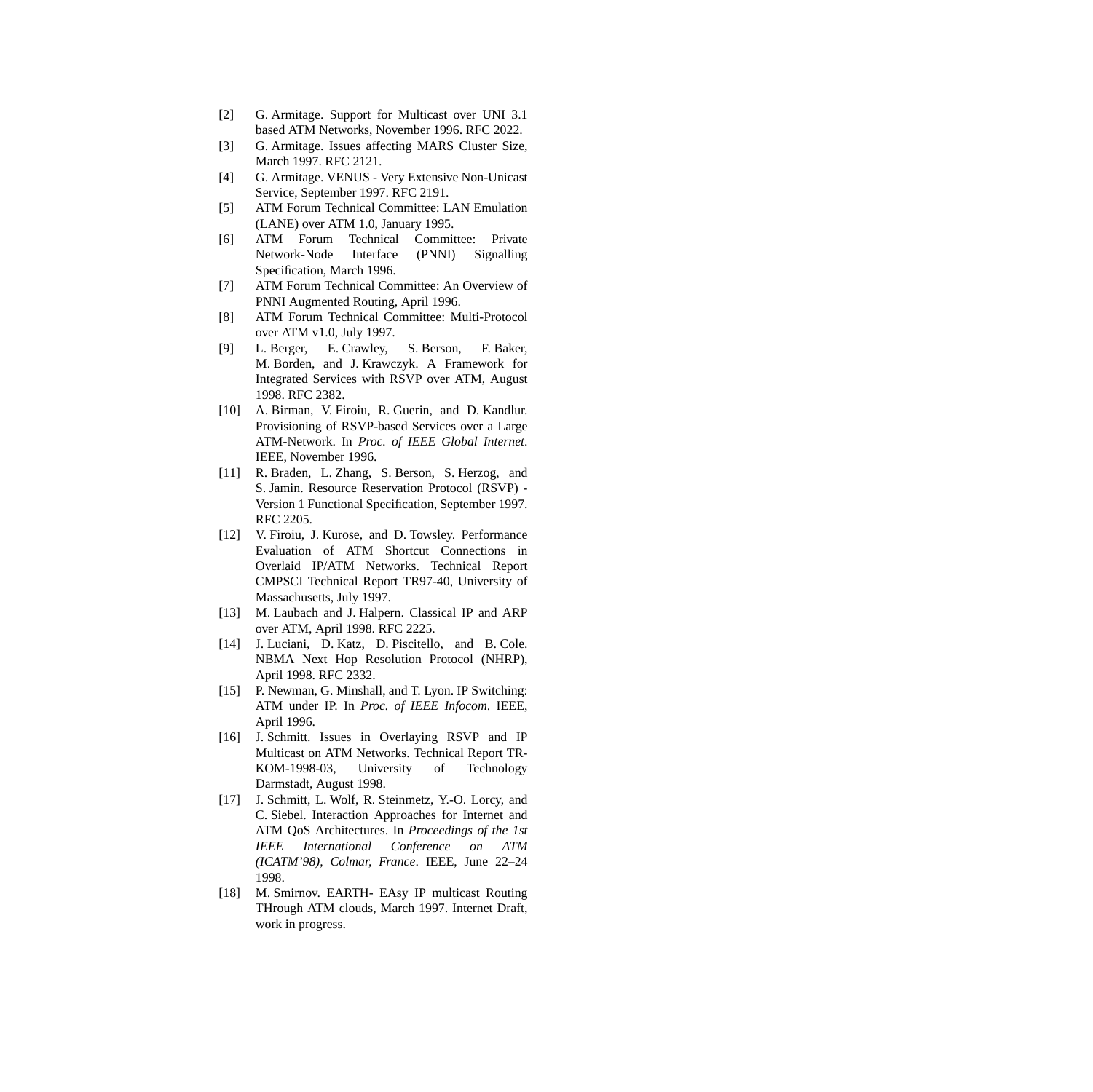[2] G. Armitage. Support for Multicast over UNI 3.1 based ATM Networks, November 1996. RFC 2022.

[3] G. Armitage. Issues affecting MARS Cluster Size, March 1997. RFC 2121.

[4] G. Armitage. VENUS - Very Extensive Non-Unicast Service, September 1997. RFC 2191.

[5] ATM Forum Technical Committee: LAN Emulation (LANE) over ATM 1.0, January 1995.

[6] ATM Forum Technical Committee: Private Network-Node Interface (PNNI) Signalling Specification, March 1996.

[7] ATM Forum Technical Committee: An Overview of PNNI Augmented Routing, April 1996.

[8] ATM Forum Technical Committee: Multi-Protocol over ATM v1.0, July 1997.

[9] L. Berger, E. Crawley, S. Berson, F. Baker, M. Borden, and J. Krawczyk. A Framework for Integrated Services with RSVP over ATM, August 1998. RFC 2382.

[10] A. Birman, V. Firoiu, R. Guerin, and D. Kandlur. Provisioning of RSVP-based Services over a Large ATM-Network. In *Proc. of IEEE Global Internet*. IEEE, November 1996.

[11] R. Braden, L. Zhang, S. Berson, S. Herzog, and S. Jamin. Resource Reservation Protocol (RSVP) - Version 1 Functional Specification, September 1997. RFC 2205.

[12] V. Firoiu, J. Kurose, and D. Towsley. Performance Evaluation of ATM Shortcut Connections in Overlaid IP/ATM Networks. Technical Report CMPSCI Technical Report TR97-40, University of Massachusetts, July 1997.

[13] M. Laubach and J. Halpern. Classical IP and ARP over ATM, April 1998. RFC 2225.

[14] J. Luciani, D. Katz, D. Piscitello, and B. Cole. NBMA Next Hop Resolution Protocol (NHRP), April 1998. RFC 2332.

[15] P. Newman, G. Minshall, and T. Lyon. IP Switching: ATM under IP. In *Proc. of IEEE Infocom*. IEEE, April 1996.

[16] J. Schmitt. Issues in Overlaying RSVP and IP Multicast on ATM Networks. Technical Report TR-KOM-1998-03, University of Technology Darmstadt, August 1998.

[17] J. Schmitt, L. Wolf, R. Steinmetz, Y.-O. Lorcy, and C. Siebel. Interaction Approaches for Internet and ATM QoS Architectures. In *Proceedings of the 1st IEEE International Conference on ATM (ICATM'98), Colmar, France*. IEEE, June 22–24 1998.

[18] M. Smirnov. EARTH- EAsy IP multicast Routing THrough ATM clouds, March 1997. Internet Draft, work in progress.